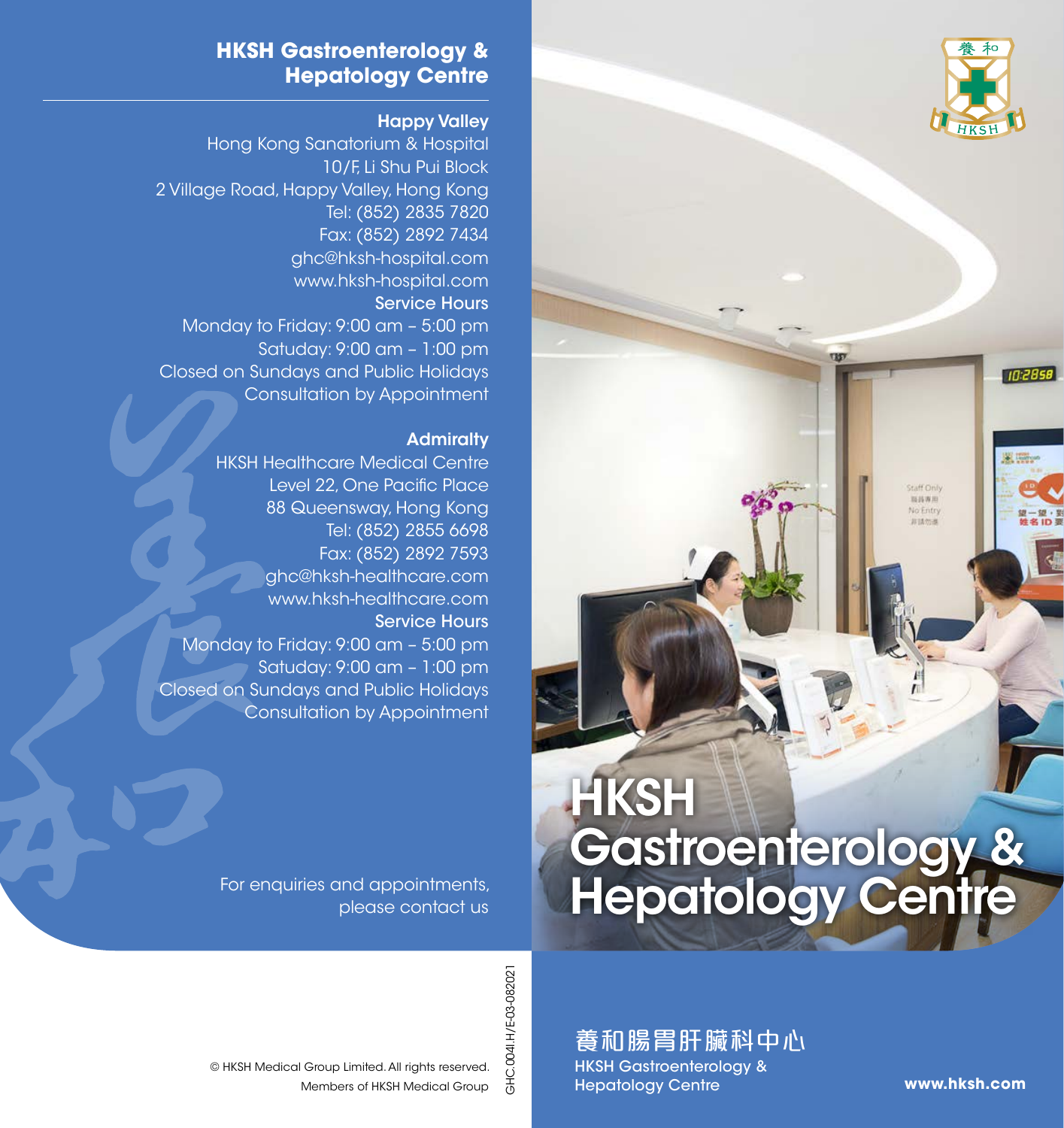## HKSH Gastroenterology & Hepatology Centre

### Happy Valley

Hong Kong Sanatorium & Hospital
10/F, Li Shu Pui Block
2 Village Road, Happy Valley, Hong Kong
Tel: (852) 2835 7820
Fax: (852) 2892 7434
ghc@hksh-hospital.com
www.hksh-hospital.com

**Service Hours**

Monday to Friday: 9:00 am – 5:00 pm
Satuday: 9:00 am – 1:00 pm
Closed on Sundays and Public Holidays
Consultation by Appointment

### Admiralty

HKSH Healthcare Medical Centre
Level 22, One Pacific Place
88 Queensway, Hong Kong
Tel: (852) 2855 6698
Fax: (852) 2892 7593
ghc@hksh-healthcare.com
www.hksh-healthcare.com

**Service Hours**

Monday to Friday: 9:00 am – 5:00 pm
Satuday: 9:00 am – 1:00 pm
Closed on Sundays and Public Holidays
Consultation by Appointment

For enquiries and appointments, please contact us

© HKSH Medical Group Limited. All rights reserved.
Members of HKSH Medical Group

GHC.004I.H/E-03-082021

# HKSH Gastroenterology & Hepatology Centre

養和腸胃肝臟科中心
HKSH Gastroenterology & Hepatology Centre

**www.hksh.com**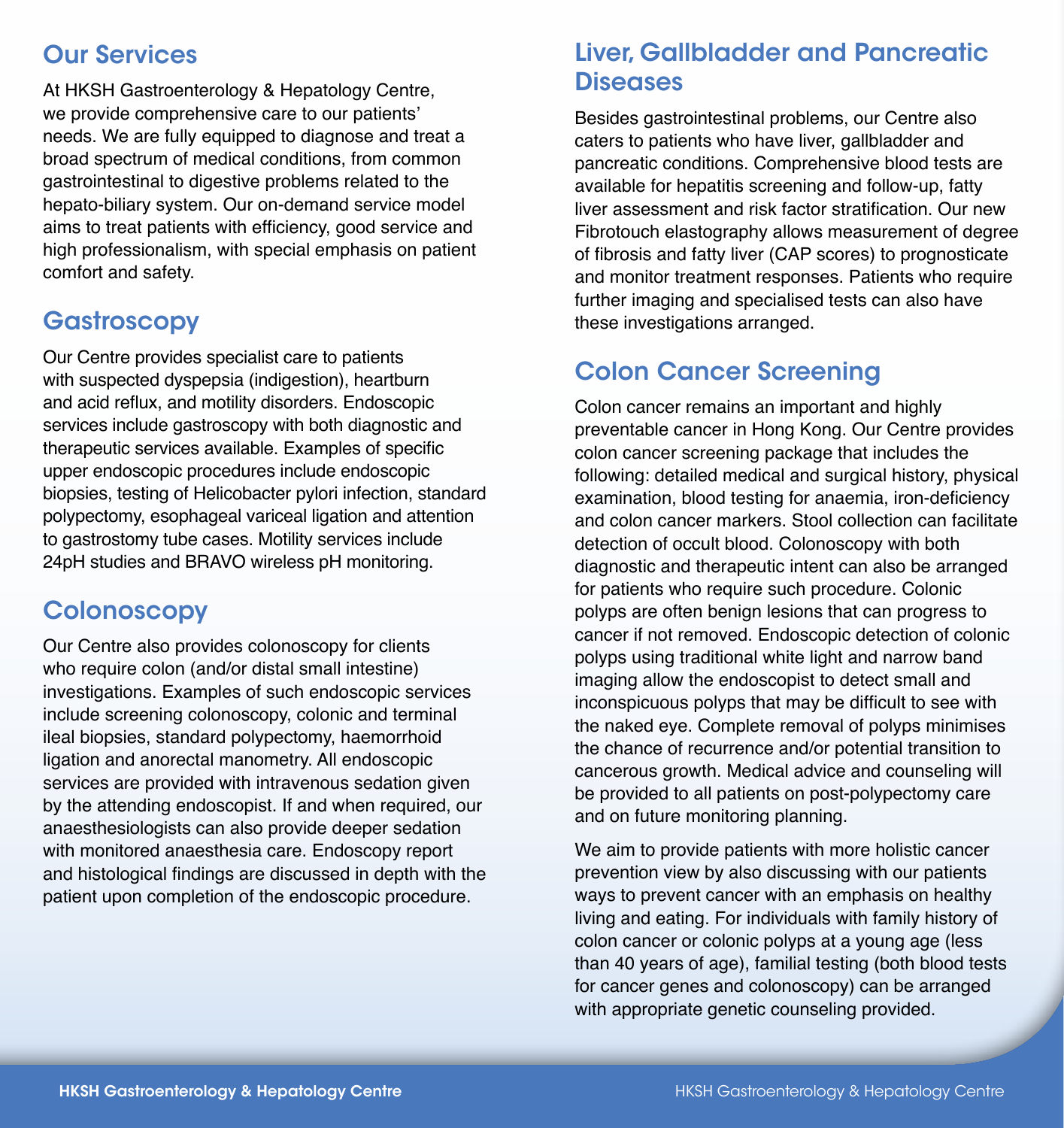## Our Services

At HKSH Gastroenterology & Hepatology Centre, we provide comprehensive care to our patients' needs. We are fully equipped to diagnose and treat a broad spectrum of medical conditions, from common gastrointestinal to digestive problems related to the hepato-biliary system. Our on-demand service model aims to treat patients with efficiency, good service and high professionalism, with special emphasis on patient comfort and safety.

## Gastroscopy

Our Centre provides specialist care to patients with suspected dyspepsia (indigestion), heartburn and acid reflux, and motility disorders. Endoscopic services include gastroscopy with both diagnostic and therapeutic services available. Examples of specific upper endoscopic procedures include endoscopic biopsies, testing of Helicobacter pylori infection, standard polypectomy, esophageal variceal ligation and attention to gastrostomy tube cases. Motility services include 24pH studies and BRAVO wireless pH monitoring.

## Colonoscopy

Our Centre also provides colonoscopy for clients who require colon (and/or distal small intestine) investigations. Examples of such endoscopic services include screening colonoscopy, colonic and terminal ileal biopsies, standard polypectomy, haemorrhoid ligation and anorectal manometry. All endoscopic services are provided with intravenous sedation given by the attending endoscopist. If and when required, our anaesthesiologists can also provide deeper sedation with monitored anaesthesia care. Endoscopy report and histological findings are discussed in depth with the patient upon completion of the endoscopic procedure.

## Liver, Gallbladder and Pancreatic Diseases

Besides gastrointestinal problems, our Centre also caters to patients who have liver, gallbladder and pancreatic conditions. Comprehensive blood tests are available for hepatitis screening and follow-up, fatty liver assessment and risk factor stratification. Our new Fibrotouch elastography allows measurement of degree of fibrosis and fatty liver (CAP scores) to prognosticate and monitor treatment responses. Patients who require further imaging and specialised tests can also have these investigations arranged.

## Colon Cancer Screening

Colon cancer remains an important and highly preventable cancer in Hong Kong. Our Centre provides colon cancer screening package that includes the following: detailed medical and surgical history, physical examination, blood testing for anaemia, iron-deficiency and colon cancer markers. Stool collection can facilitate detection of occult blood. Colonoscopy with both diagnostic and therapeutic intent can also be arranged for patients who require such procedure. Colonic polyps are often benign lesions that can progress to cancer if not removed. Endoscopic detection of colonic polyps using traditional white light and narrow band imaging allow the endoscopist to detect small and inconspicuous polyps that may be difficult to see with the naked eye. Complete removal of polyps minimises the chance of recurrence and/or potential transition to cancerous growth. Medical advice and counseling will be provided to all patients on post-polypectomy care and on future monitoring planning.

We aim to provide patients with more holistic cancer prevention view by also discussing with our patients ways to prevent cancer with an emphasis on healthy living and eating. For individuals with family history of colon cancer or colonic polyps at a young age (less than 40 years of age), familial testing (both blood tests for cancer genes and colonoscopy) can be arranged with appropriate genetic counseling provided.